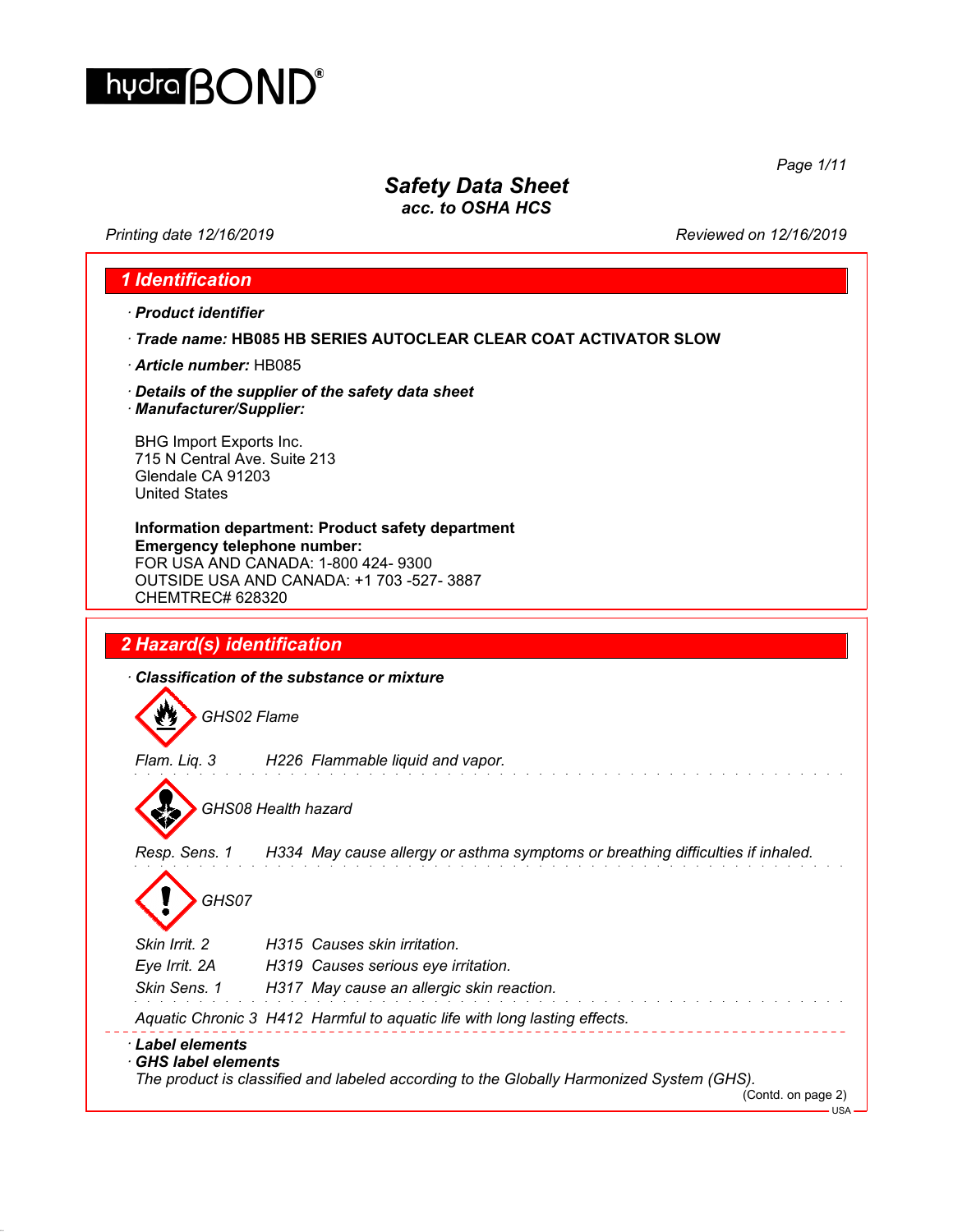# Safety Data Sheet
acc. to OSHA HCS

Printing date 12/16/2019 Reviewed on 12/16/2019

## 1 Identification

· **Product identifier**

· **Trade name: HB085 HB SERIES AUTOCLEAR CLEAR COAT ACTIVATOR SLOW**

· **Article number:** HB085

· **Details of the supplier of the safety data sheet**
· **Manufacturer/Supplier:**

BHG Import Exports Inc.
715 N Central Ave. Suite 213
Glendale CA 91203
United States

**Information department: Product safety department**
**Emergency telephone number:**
FOR USA AND CANADA: 1-800 424- 9300
OUTSIDE USA AND CANADA: +1 703 -527- 3887
CHEMTREC# 628320

## 2 Hazard(s) identification

· **Classification of the substance or mixture**

GHS02 Flame

Flam. Liq. 3 H226 Flammable liquid and vapor.

GHS08 Health hazard

Resp. Sens. 1 H334 May cause allergy or asthma symptoms or breathing difficulties if inhaled.

GHS07

Skin Irrit. 2 H315 Causes skin irritation.
Eye Irrit. 2A H319 Causes serious eye irritation.
Skin Sens. 1 H317 May cause an allergic skin reaction.

Aquatic Chronic 3 H412 Harmful to aquatic life with long lasting effects.

· **Label elements**
· **GHS label elements**
The product is classified and labeled according to the Globally Harmonized System (GHS).

(Contd. on page 2)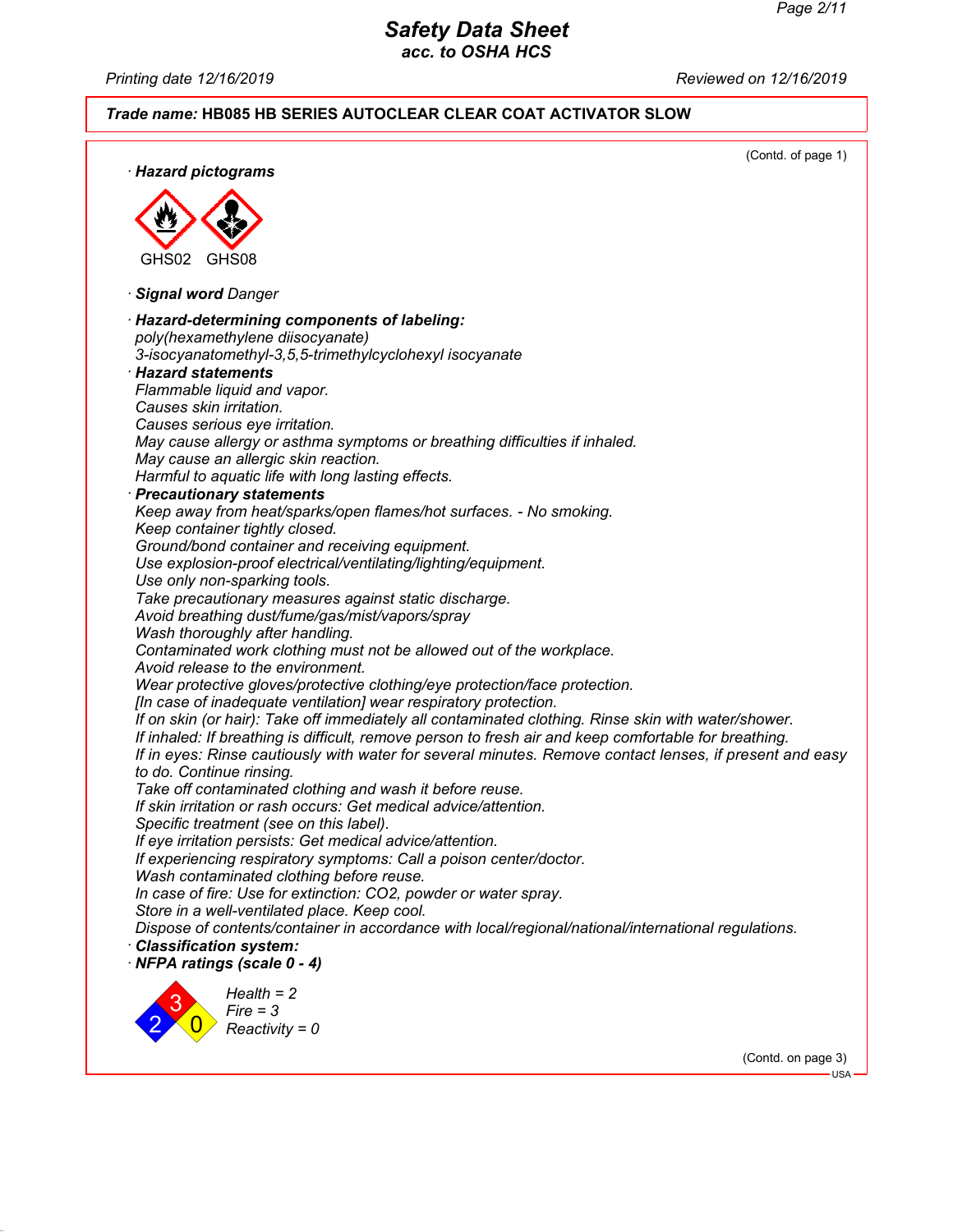**Trade name: HB085 HB SERIES AUTOCLEAR CLEAR COAT ACTIVATOR SLOW**

(Contd. of page 1)

· **Hazard pictograms**

GHS02 GHS08

· **Signal word** Danger

· **Hazard-determining components of labeling:**
poly(hexamethylene diisocyanate)
3-isocyanatomethyl-3,5,5-trimethylcyclohexyl isocyanate

· **Hazard statements**
Flammable liquid and vapor.
Causes skin irritation.
Causes serious eye irritation.
May cause allergy or asthma symptoms or breathing difficulties if inhaled.
May cause an allergic skin reaction.
Harmful to aquatic life with long lasting effects.

· **Precautionary statements**
Keep away from heat/sparks/open flames/hot surfaces. - No smoking.
Keep container tightly closed.
Ground/bond container and receiving equipment.
Use explosion-proof electrical/ventilating/lighting/equipment.
Use only non-sparking tools.
Take precautionary measures against static discharge.
Avoid breathing dust/fume/gas/mist/vapors/spray
Wash thoroughly after handling.
Contaminated work clothing must not be allowed out of the workplace.
Avoid release to the environment.
Wear protective gloves/protective clothing/eye protection/face protection.
[In case of inadequate ventilation] wear respiratory protection.
If on skin (or hair): Take off immediately all contaminated clothing. Rinse skin with water/shower.
If inhaled: If breathing is difficult, remove person to fresh air and keep comfortable for breathing.
If in eyes: Rinse cautiously with water for several minutes. Remove contact lenses, if present and easy to do. Continue rinsing.
Take off contaminated clothing and wash it before reuse.
If skin irritation or rash occurs: Get medical advice/attention.
Specific treatment (see on this label).
If eye irritation persists: Get medical advice/attention.
If experiencing respiratory symptoms: Call a poison center/doctor.
Wash contaminated clothing before reuse.
In case of fire: Use for extinction: CO2, powder or water spray.
Store in a well-ventilated place. Keep cool.
Dispose of contents/container in accordance with local/regional/national/international regulations.

· **Classification system:**

· **NFPA ratings (scale 0 - 4)**

Health = 2
Fire = 3
Reactivity = 0

(Contd. on page 3)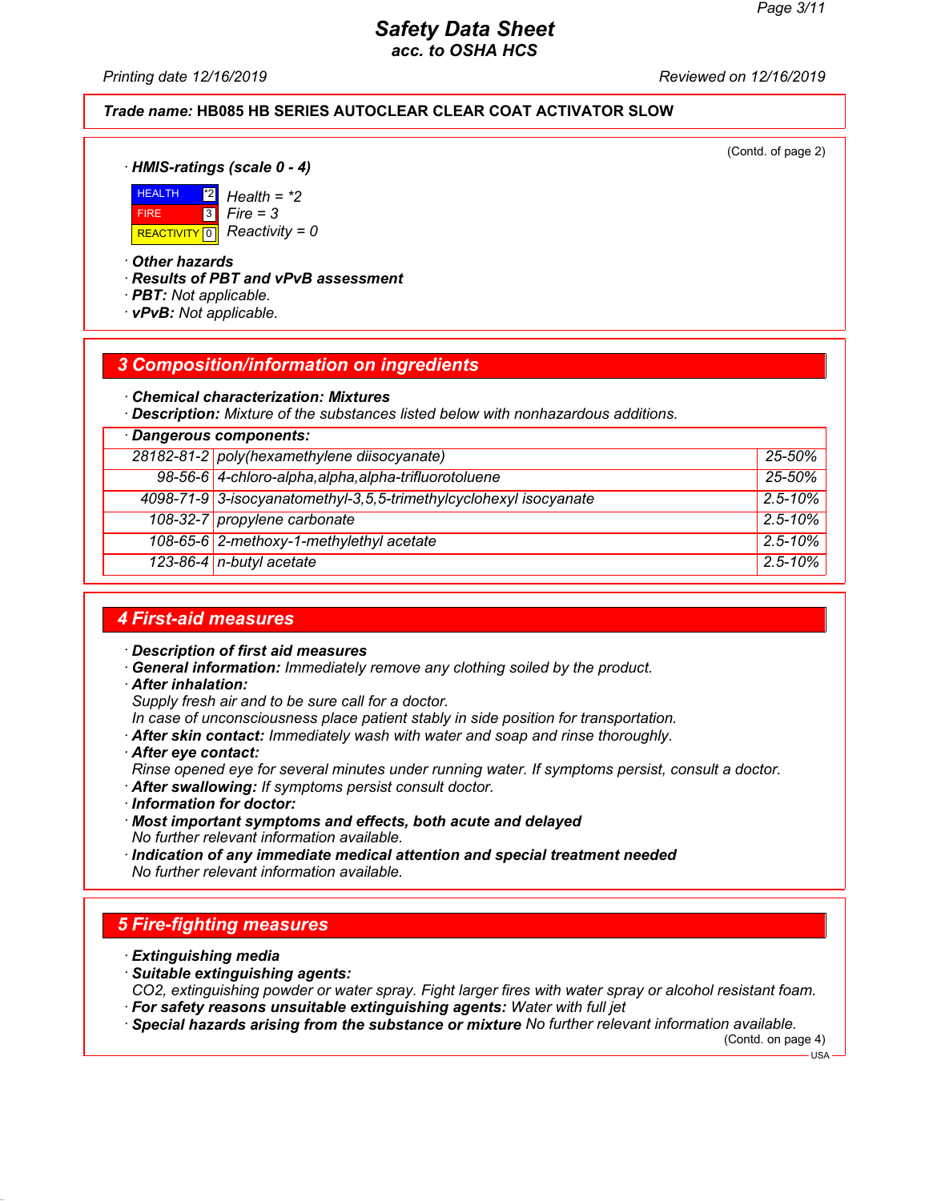**Trade name: HB085 HB SERIES AUTOCLEAR CLEAR COAT ACTIVATOR SLOW**

(Contd. of page 2)

· **HMIS-ratings (scale 0 - 4)**

| | | |
|---|---|---|
| HEALTH | *2 | Health = *2 |
| FIRE | 3 | Fire = 3 |
| REACTIVITY | 0 | Reactivity = 0 |

· **Other hazards**
· **Results of PBT and vPvB assessment**
· **PBT:** Not applicable.
· **vPvB:** Not applicable.

## 3 Composition/information on ingredients

· **Chemical characterization: Mixtures**
· **Description:** Mixture of the substances listed below with nonhazardous additions.

| · Dangerous components: | | |
|---|---|---|
| 28182-81-2 | poly(hexamethylene diisocyanate) | 25-50% |
| 98-56-6 | 4-chloro-alpha,alpha,alpha-trifluorotoluene | 25-50% |
| 4098-71-9 | 3-isocyanatomethyl-3,5,5-trimethylcyclohexyl isocyanate | 2.5-10% |
| 108-32-7 | propylene carbonate | 2.5-10% |
| 108-65-6 | 2-methoxy-1-methylethyl acetate | 2.5-10% |
| 123-86-4 | n-butyl acetate | 2.5-10% |

## 4 First-aid measures

· **Description of first aid measures**
· **General information:** Immediately remove any clothing soiled by the product.
· **After inhalation:**
Supply fresh air and to be sure call for a doctor.
In case of unconsciousness place patient stably in side position for transportation.
· **After skin contact:** Immediately wash with water and soap and rinse thoroughly.
· **After eye contact:**
Rinse opened eye for several minutes under running water. If symptoms persist, consult a doctor.
· **After swallowing:** If symptoms persist consult doctor.
· **Information for doctor:**
· **Most important symptoms and effects, both acute and delayed**
No further relevant information available.
· **Indication of any immediate medical attention and special treatment needed**
No further relevant information available.

## 5 Fire-fighting measures

· **Extinguishing media**
· **Suitable extinguishing agents:**
CO2, extinguishing powder or water spray. Fight larger fires with water spray or alcohol resistant foam.
· **For safety reasons unsuitable extinguishing agents:** Water with full jet
· **Special hazards arising from the substance or mixture** No further relevant information available.

(Contd. on page 4)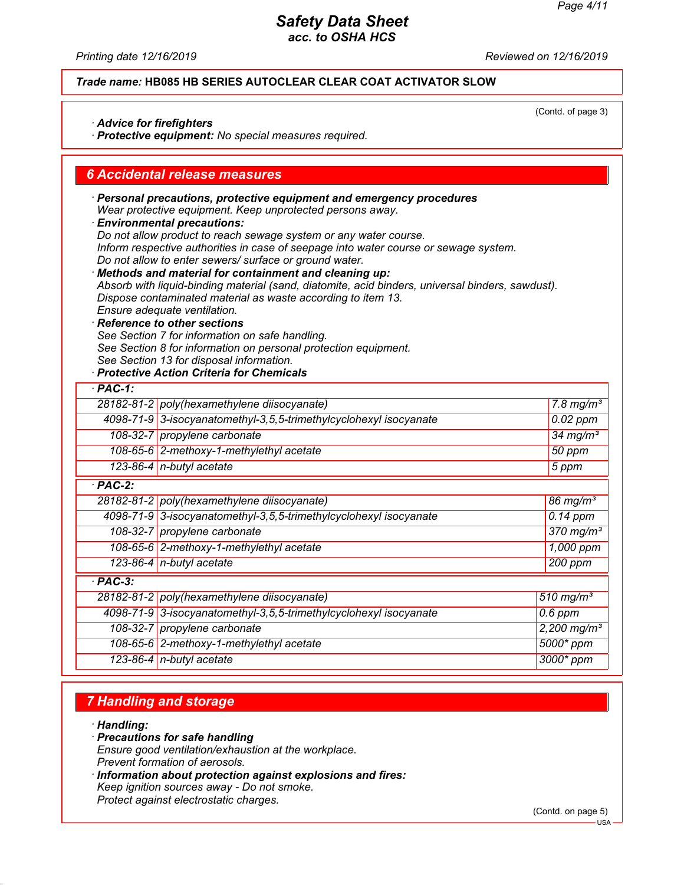**Trade name: HB085 HB SERIES AUTOCLEAR CLEAR COAT ACTIVATOR SLOW**

(Contd. of page 3)

· **Advice for firefighters**
· **Protective equipment:** No special measures required.

## 6 Accidental release measures

· **Personal precautions, protective equipment and emergency procedures**
Wear protective equipment. Keep unprotected persons away.
· **Environmental precautions:**
Do not allow product to reach sewage system or any water course.
Inform respective authorities in case of seepage into water course or sewage system.
Do not allow to enter sewers/ surface or ground water.
· **Methods and material for containment and cleaning up:**
Absorb with liquid-binding material (sand, diatomite, acid binders, universal binders, sawdust).
Dispose contaminated material as waste according to item 13.
Ensure adequate ventilation.
· **Reference to other sections**
See Section 7 for information on safe handling.
See Section 8 for information on personal protection equipment.
See Section 13 for disposal information.
· **Protective Action Criteria for Chemicals**

| · **PAC-1:** | | |
|---|---|---|
| 28182-81-2 | poly(hexamethylene diisocyanate) | 7.8 mg/m³ |
| 4098-71-9 | 3-isocyanatomethyl-3,5,5-trimethylcyclohexyl isocyanate | 0.02 ppm |
| 108-32-7 | propylene carbonate | 34 mg/m³ |
| 108-65-6 | 2-methoxy-1-methylethyl acetate | 50 ppm |
| 123-86-4 | n-butyl acetate | 5 ppm |
| · **PAC-2:** | | |
| 28182-81-2 | poly(hexamethylene diisocyanate) | 86 mg/m³ |
| 4098-71-9 | 3-isocyanatomethyl-3,5,5-trimethylcyclohexyl isocyanate | 0.14 ppm |
| 108-32-7 | propylene carbonate | 370 mg/m³ |
| 108-65-6 | 2-methoxy-1-methylethyl acetate | 1,000 ppm |
| 123-86-4 | n-butyl acetate | 200 ppm |
| · **PAC-3:** | | |
| 28182-81-2 | poly(hexamethylene diisocyanate) | 510 mg/m³ |
| 4098-71-9 | 3-isocyanatomethyl-3,5,5-trimethylcyclohexyl isocyanate | 0.6 ppm |
| 108-32-7 | propylene carbonate | 2,200 mg/m³ |
| 108-65-6 | 2-methoxy-1-methylethyl acetate | 5000* ppm |
| 123-86-4 | n-butyl acetate | 3000* ppm |

## 7 Handling and storage

· **Handling:**
· **Precautions for safe handling**
Ensure good ventilation/exhaustion at the workplace.
Prevent formation of aerosols.
· **Information about protection against explosions and fires:**
Keep ignition sources away - Do not smoke.
Protect against electrostatic charges.

(Contd. on page 5)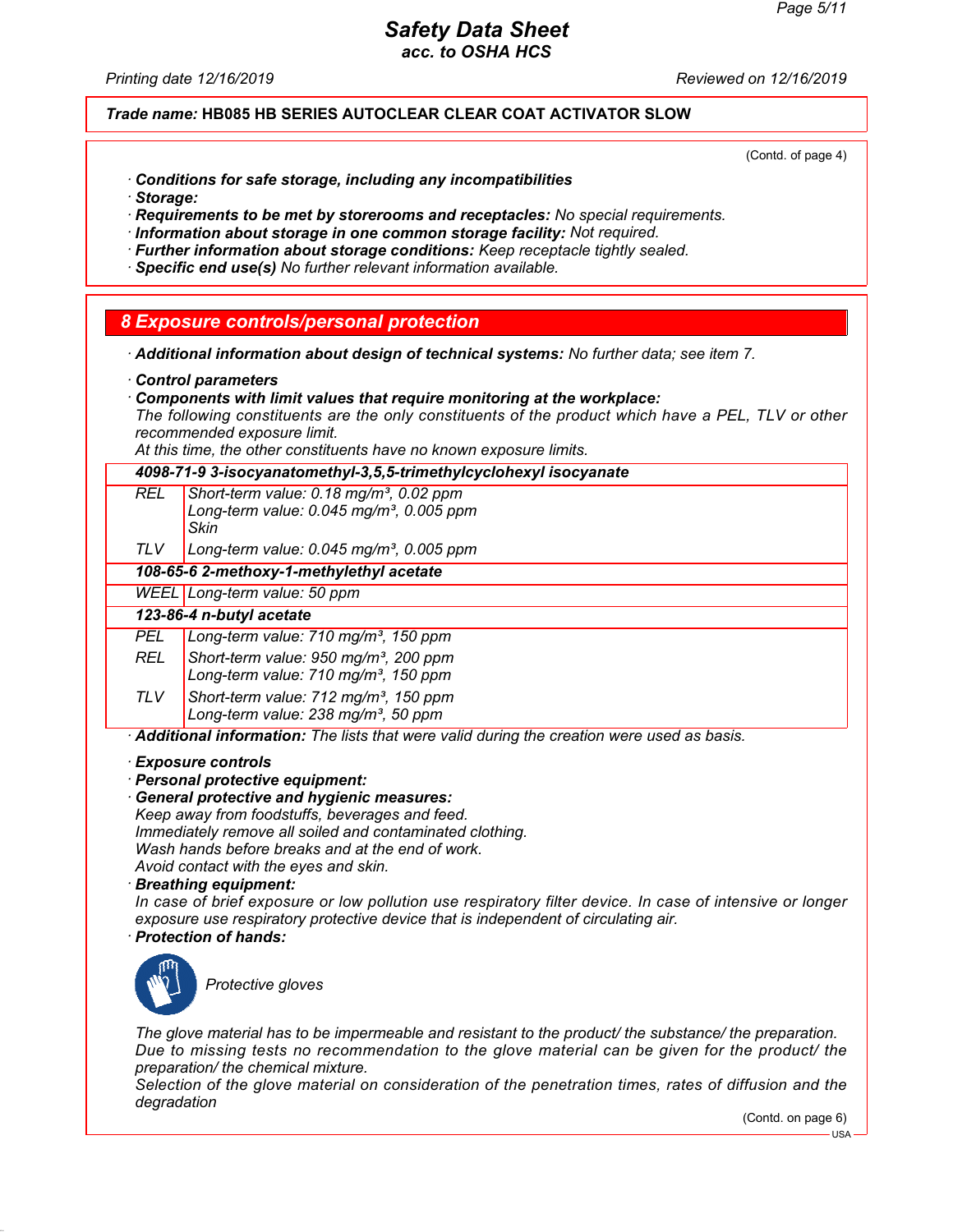**Trade name:** HB085 HB SERIES AUTOCLEAR CLEAR COAT ACTIVATOR SLOW

(Contd. of page 4)

· **Conditions for safe storage, including any incompatibilities**
· **Storage:**
· **Requirements to be met by storerooms and receptacles:** No special requirements.
· **Information about storage in one common storage facility:** Not required.
· **Further information about storage conditions:** Keep receptacle tightly sealed.
· **Specific end use(s)** No further relevant information available.

## 8 Exposure controls/personal protection

· **Additional information about design of technical systems:** No further data; see item 7.

· **Control parameters**
· **Components with limit values that require monitoring at the workplace:**
The following constituents are the only constituents of the product which have a PEL, TLV or other recommended exposure limit.
At this time, the other constituents have no known exposure limits.

| **4098-71-9 3-isocyanatomethyl-3,5,5-trimethylcyclohexyl isocyanate** | |
|---|---|
| REL | Short-term value: 0.18 mg/m³, 0.02 ppm<br>Long-term value: 0.045 mg/m³, 0.005 ppm<br>Skin |
| TLV | Long-term value: 0.045 mg/m³, 0.005 ppm |
| **108-65-6 2-methoxy-1-methylethyl acetate** | |
| WEEL | Long-term value: 50 ppm |
| **123-86-4 n-butyl acetate** | |
| PEL | Long-term value: 710 mg/m³, 150 ppm |
| REL | Short-term value: 950 mg/m³, 200 ppm<br>Long-term value: 710 mg/m³, 150 ppm |
| TLV | Short-term value: 712 mg/m³, 150 ppm<br>Long-term value: 238 mg/m³, 50 ppm |

· **Additional information:** The lists that were valid during the creation were used as basis.

· **Exposure controls**
· **Personal protective equipment:**
· **General protective and hygienic measures:**
Keep away from foodstuffs, beverages and feed.
Immediately remove all soiled and contaminated clothing.
Wash hands before breaks and at the end of work.
Avoid contact with the eyes and skin.
· **Breathing equipment:**
In case of brief exposure or low pollution use respiratory filter device. In case of intensive or longer exposure use respiratory protective device that is independent of circulating air.
· **Protection of hands:**

Protective gloves

The glove material has to be impermeable and resistant to the product/ the substance/ the preparation.
Due to missing tests no recommendation to the glove material can be given for the product/ the preparation/ the chemical mixture.
Selection of the glove material on consideration of the penetration times, rates of diffusion and the degradation

(Contd. on page 6)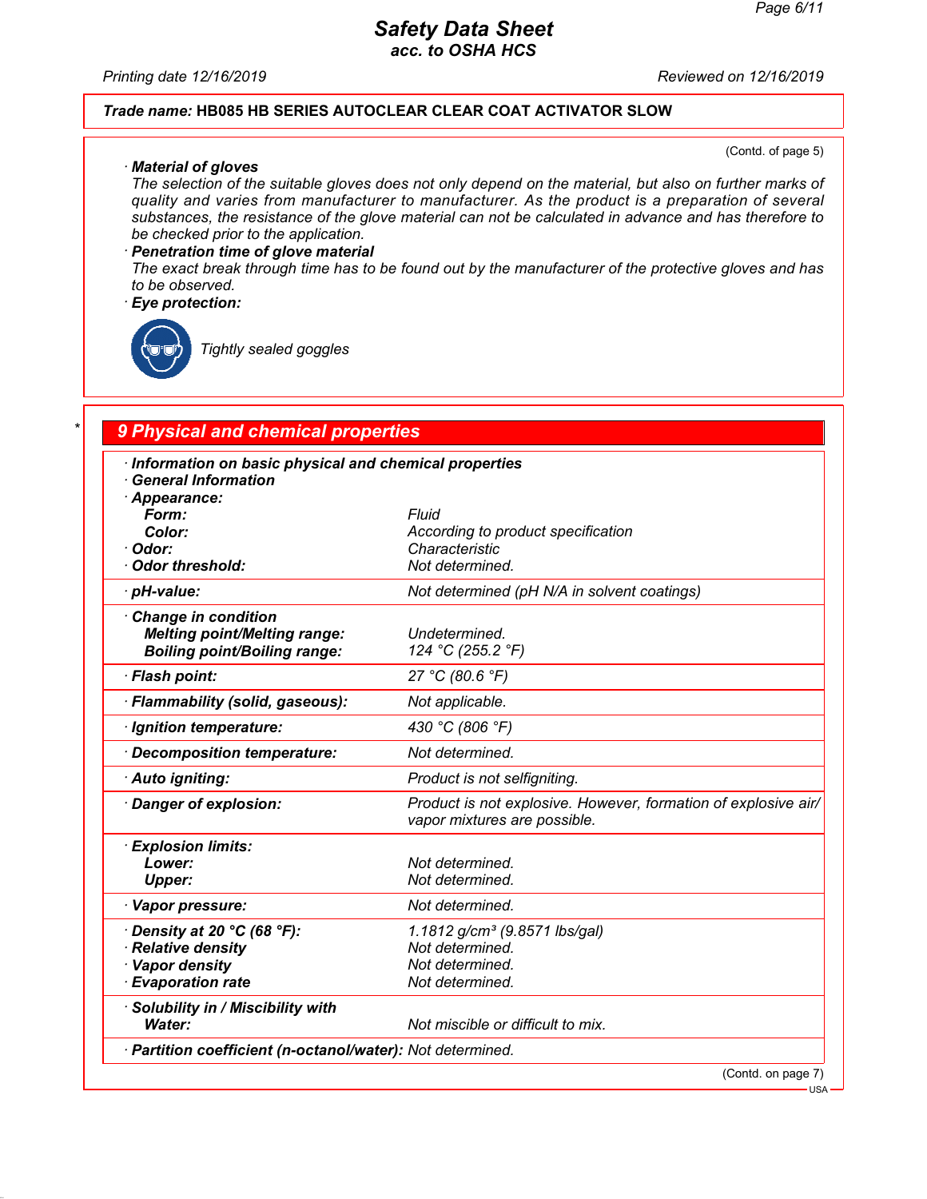**Trade name: HB085 HB SERIES AUTOCLEAR CLEAR COAT ACTIVATOR SLOW**

(Contd. of page 5)

· **Material of gloves**
The selection of the suitable gloves does not only depend on the material, but also on further marks of quality and varies from manufacturer to manufacturer. As the product is a preparation of several substances, the resistance of the glove material can not be calculated in advance and has therefore to be checked prior to the application.

· **Penetration time of glove material**
The exact break through time has to be found out by the manufacturer of the protective gloves and has to be observed.

· **Eye protection:**

Tightly sealed goggles

## 9 Physical and chemical properties

| | |
|---|---|
| · **Information on basic physical and chemical properties** | |
| · **General Information** | |
| · **Appearance:** | |
| **Form:** | Fluid |
| **Color:** | According to product specification |
| · **Odor:** | Characteristic |
| · **Odor threshold:** | Not determined. |
| · **pH-value:** | Not determined (pH N/A in solvent coatings) |
| · **Change in condition** | |
| **Melting point/Melting range:** | Undetermined. |
| **Boiling point/Boiling range:** | 124 °C (255.2 °F) |
| · **Flash point:** | 27 °C (80.6 °F) |
| · **Flammability (solid, gaseous):** | Not applicable. |
| · **Ignition temperature:** | 430 °C (806 °F) |
| · **Decomposition temperature:** | Not determined. |
| · **Auto igniting:** | Product is not selfigniting. |
| · **Danger of explosion:** | Product is not explosive. However, formation of explosive air/vapor mixtures are possible. |
| · **Explosion limits:** | |
| **Lower:** | Not determined. |
| **Upper:** | Not determined. |
| · **Vapor pressure:** | Not determined. |
| · **Density at 20 °C (68 °F):** | 1.1812 g/cm³ (9.8571 lbs/gal) |
| · **Relative density** | Not determined. |
| · **Vapor density** | Not determined. |
| · **Evaporation rate** | Not determined. |
| · **Solubility in / Miscibility with** | |
| **Water:** | Not miscible or difficult to mix. |
| · **Partition coefficient (n-octanol/water):** | Not determined. |

(Contd. on page 7)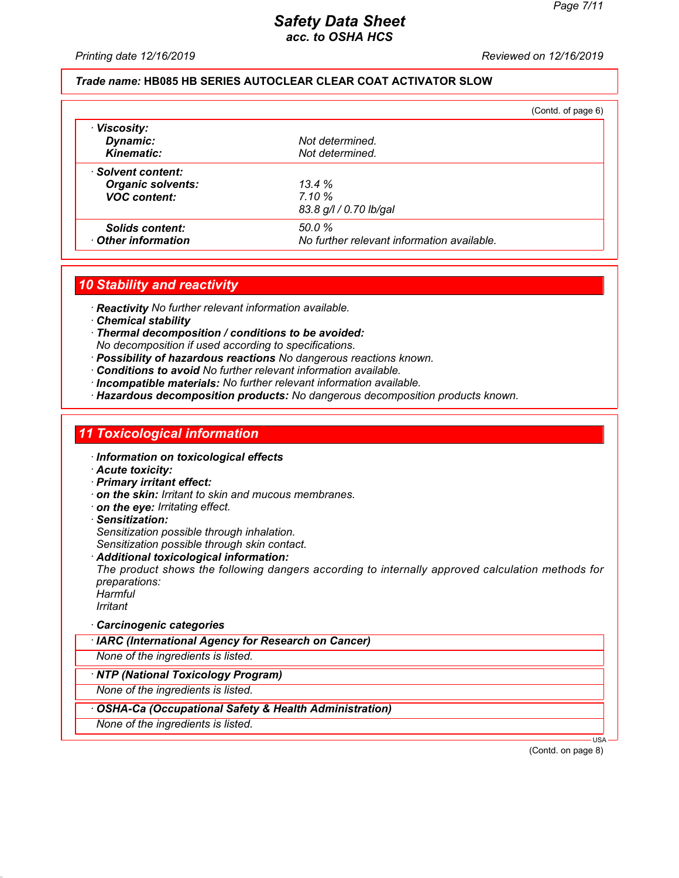**Trade name: HB085 HB SERIES AUTOCLEAR CLEAR COAT ACTIVATOR SLOW**

(Contd. of page 6)

| | |
|---|---|
| · **Viscosity:** | |
| **Dynamic:** | Not determined. |
| **Kinematic:** | Not determined. |
| · **Solvent content:** | |
| **Organic solvents:** | 13.4 % |
| **VOC content:** | 7.10 % |
| | 83.8 g/l / 0.70 lb/gal |
| **Solids content:** | 50.0 % |
| · **Other information** | No further relevant information available. |

## 10 Stability and reactivity

· **Reactivity** No further relevant information available.
· **Chemical stability**
· **Thermal decomposition / conditions to be avoided:**
No decomposition if used according to specifications.
· **Possibility of hazardous reactions** No dangerous reactions known.
· **Conditions to avoid** No further relevant information available.
· **Incompatible materials:** No further relevant information available.
· **Hazardous decomposition products:** No dangerous decomposition products known.

## 11 Toxicological information

· **Information on toxicological effects**
· **Acute toxicity:**
· **Primary irritant effect:**
· **on the skin:** Irritant to skin and mucous membranes.
· **on the eye:** Irritating effect.
· **Sensitization:**
Sensitization possible through inhalation.
Sensitization possible through skin contact.
· **Additional toxicological information:**
The product shows the following dangers according to internally approved calculation methods for preparations:
Harmful
Irritant

· **Carcinogenic categories**

· **IARC (International Agency for Research on Cancer)**

None of the ingredients is listed.

· **NTP (National Toxicology Program)**

None of the ingredients is listed.

· **OSHA-Ca (Occupational Safety & Health Administration)**

None of the ingredients is listed.

(Contd. on page 8)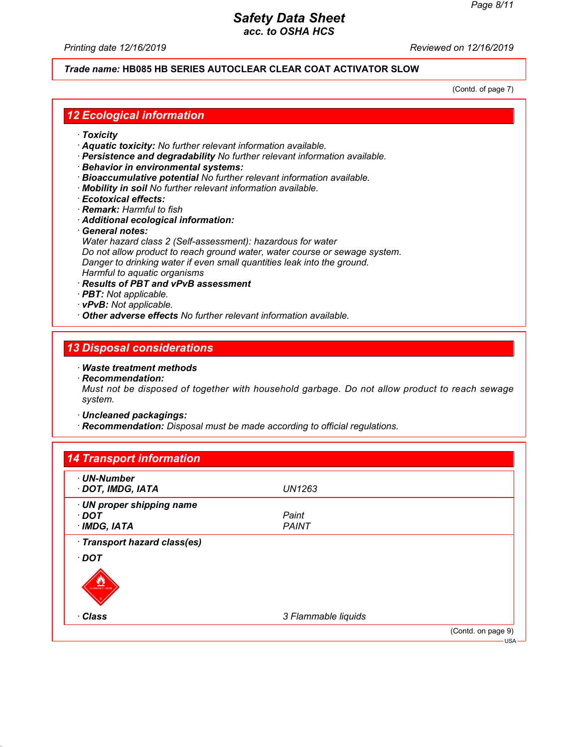**Trade name: HB085 HB SERIES AUTOCLEAR CLEAR COAT ACTIVATOR SLOW**

(Contd. of page 7)

## 12 Ecological information

· **Toxicity**
· **Aquatic toxicity:** No further relevant information available.
· **Persistence and degradability** No further relevant information available.
· **Behavior in environmental systems:**
· **Bioaccumulative potential** No further relevant information available.
· **Mobility in soil** No further relevant information available.
· **Ecotoxical effects:**
· **Remark:** Harmful to fish
· **Additional ecological information:**
· **General notes:**
Water hazard class 2 (Self-assessment): hazardous for water
Do not allow product to reach ground water, water course or sewage system.
Danger to drinking water if even small quantities leak into the ground.
Harmful to aquatic organisms
· **Results of PBT and vPvB assessment**
· **PBT:** Not applicable.
· **vPvB:** Not applicable.
· **Other adverse effects** No further relevant information available.

## 13 Disposal considerations

· **Waste treatment methods**
· **Recommendation:**
Must not be disposed of together with household garbage. Do not allow product to reach sewage system.

· **Uncleaned packagings:**
· **Recommendation:** Disposal must be made according to official regulations.

## 14 Transport information

| | |
|---|---|
| · **UN-Number** | |
| · **DOT, IMDG, IATA** | UN1263 |
| · **UN proper shipping name** | |
| · **DOT** | Paint |
| · **IMDG, IATA** | PAINT |
| · **Transport hazard class(es)** | |
| · **DOT** | |
| · **Class** | 3 Flammable liquids |

(Contd. on page 9)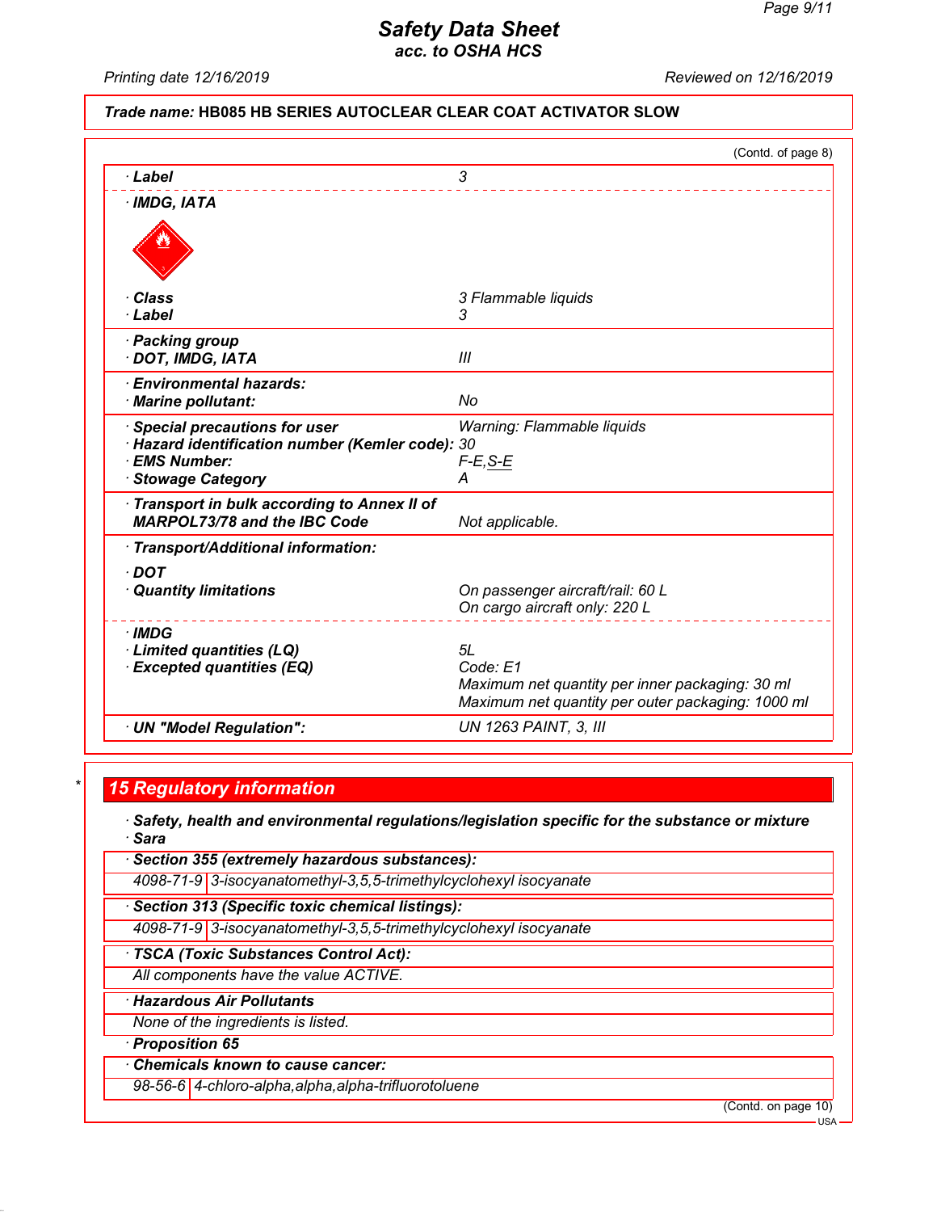Safety Data Sheet
acc. to OSHA HCS

Printing date 12/16/2019 | Reviewed on 12/16/2019

**Trade name: HB085 HB SERIES AUTOCLEAR CLEAR COAT ACTIVATOR SLOW**

(Contd. of page 8)

| | |
|---|---|
| · **Label** | 3 |
| · **IMDG, IATA** | |
| · **Class** | 3 Flammable liquids |
| · **Label** | 3 |
| · **Packing group** | |
| · **DOT, IMDG, IATA** | III |
| · **Environmental hazards:** | |
| · **Marine pollutant:** | No |
| · **Special precautions for user** | Warning: Flammable liquids |
| · **Hazard identification number (Kemler code):** | 30 |
| · **EMS Number:** | F-E,S-E |
| · **Stowage Category** | A |
| · **Transport in bulk according to Annex II of MARPOL73/78 and the IBC Code** | Not applicable. |
| · **Transport/Additional information:** | |
| · **DOT** | |
| · **Quantity limitations** | On passenger aircraft/rail: 60 L<br>On cargo aircraft only: 220 L |
| · **IMDG** | |
| · **Limited quantities (LQ)** | 5L |
| · **Excepted quantities (EQ)** | Code: E1<br>Maximum net quantity per inner packaging: 30 ml<br>Maximum net quantity per outer packaging: 1000 ml |
| · **UN "Model Regulation":** | UN 1263 PAINT, 3, III |

## 15 Regulatory information

· **Safety, health and environmental regulations/legislation specific for the substance or mixture**

· **Sara**

· **Section 355 (extremely hazardous substances):**

| | |
|---|---|
| 4098-71-9 | 3-isocyanatomethyl-3,5,5-trimethylcyclohexyl isocyanate |

· **Section 313 (Specific toxic chemical listings):**

| | |
|---|---|
| 4098-71-9 | 3-isocyanatomethyl-3,5,5-trimethylcyclohexyl isocyanate |

· **TSCA (Toxic Substances Control Act):**

All components have the value ACTIVE.

· **Hazardous Air Pollutants**

None of the ingredients is listed.

· **Proposition 65**

· **Chemicals known to cause cancer:**

| | |
|---|---|
| 98-56-6 | 4-chloro-alpha,alpha,alpha-trifluorotoluene |

(Contd. on page 10)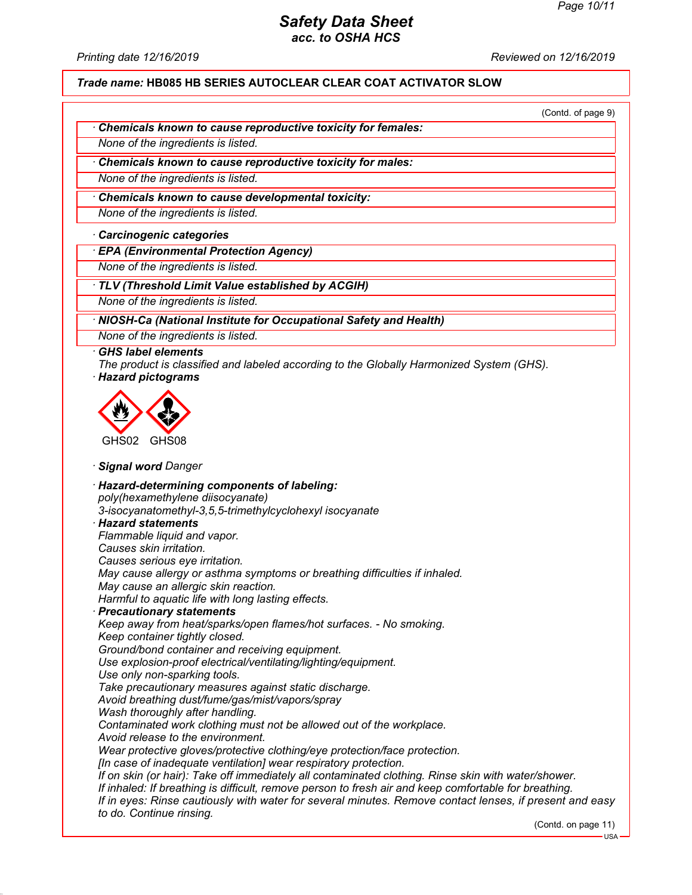**Trade name: HB085 HB SERIES AUTOCLEAR CLEAR COAT ACTIVATOR SLOW**

(Contd. of page 9)

· **Chemicals known to cause reproductive toxicity for females:**

None of the ingredients is listed.

· **Chemicals known to cause reproductive toxicity for males:**

None of the ingredients is listed.

· **Chemicals known to cause developmental toxicity:**

None of the ingredients is listed.

· **Carcinogenic categories**

· **EPA (Environmental Protection Agency)**

None of the ingredients is listed.

· **TLV (Threshold Limit Value established by ACGIH)**

None of the ingredients is listed.

· **NIOSH-Ca (National Institute for Occupational Safety and Health)**

None of the ingredients is listed.

· **GHS label elements**

The product is classified and labeled according to the Globally Harmonized System (GHS).

· **Hazard pictograms**

GHS02 GHS08

· **Signal word** Danger

· **Hazard-determining components of labeling:**

poly(hexamethylene diisocyanate)
3-isocyanatomethyl-3,5,5-trimethylcyclohexyl isocyanate

· **Hazard statements**

Flammable liquid and vapor.
Causes skin irritation.
Causes serious eye irritation.
May cause allergy or asthma symptoms or breathing difficulties if inhaled.
May cause an allergic skin reaction.
Harmful to aquatic life with long lasting effects.

· **Precautionary statements**

Keep away from heat/sparks/open flames/hot surfaces. - No smoking.
Keep container tightly closed.
Ground/bond container and receiving equipment.
Use explosion-proof electrical/ventilating/lighting/equipment.
Use only non-sparking tools.
Take precautionary measures against static discharge.
Avoid breathing dust/fume/gas/mist/vapors/spray
Wash thoroughly after handling.
Contaminated work clothing must not be allowed out of the workplace.
Avoid release to the environment.
Wear protective gloves/protective clothing/eye protection/face protection.
[In case of inadequate ventilation] wear respiratory protection.
If on skin (or hair): Take off immediately all contaminated clothing. Rinse skin with water/shower.
If inhaled: If breathing is difficult, remove person to fresh air and keep comfortable for breathing.
If in eyes: Rinse cautiously with water for several minutes. Remove contact lenses, if present and easy to do. Continue rinsing.

(Contd. on page 11)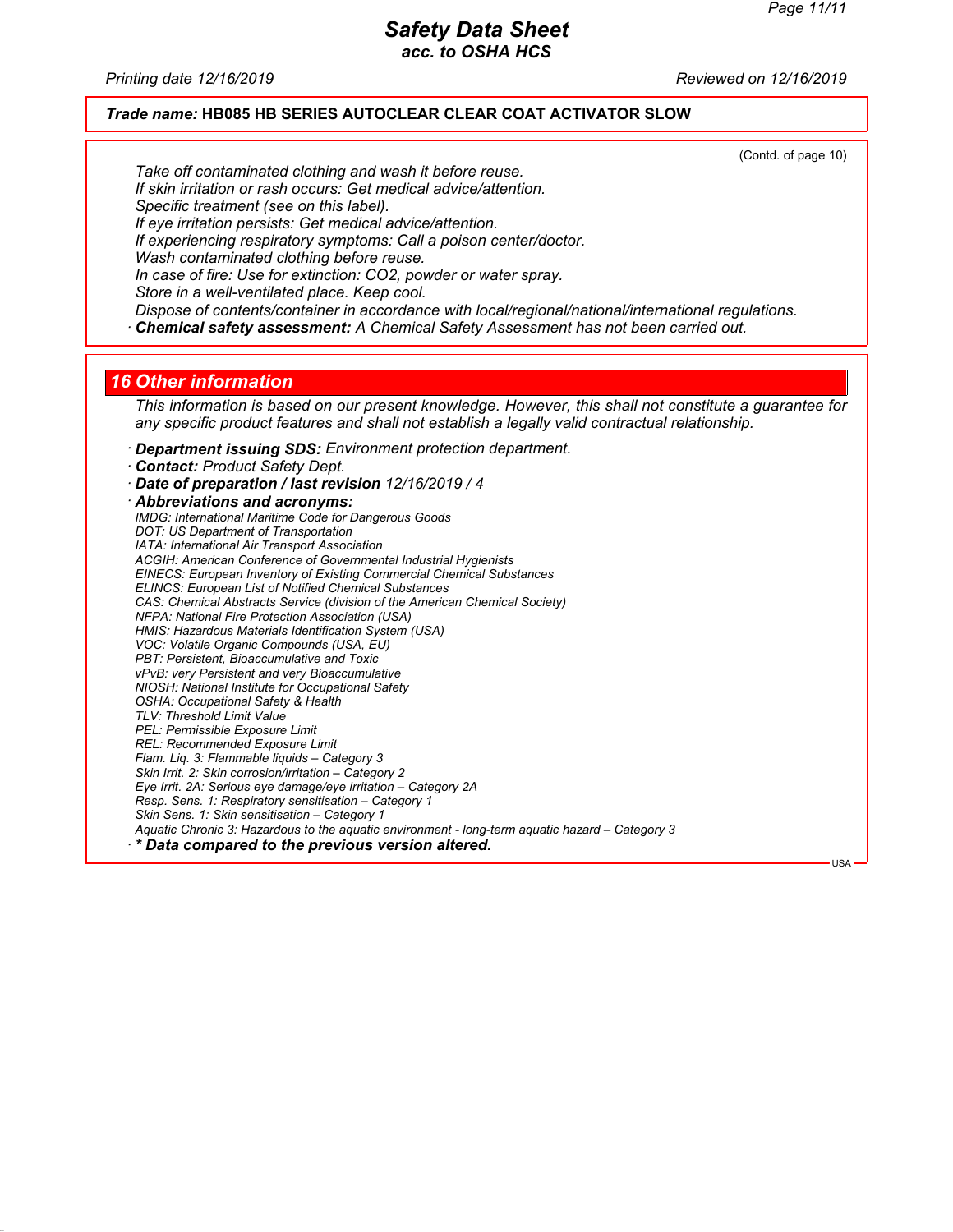(Contd. of page 10)

*Take off contaminated clothing and wash it before reuse.*
*If skin irritation or rash occurs: Get medical advice/attention.*
*Specific treatment (see on this label).*
*If eye irritation persists: Get medical advice/attention.*
*If experiencing respiratory symptoms: Call a poison center/doctor.*
*Wash contaminated clothing before reuse.*
*In case of fire: Use for extinction: $CO_2$, powder or water spray.*
*Store in a well-ventilated place. Keep cool.*
*Dispose of contents/container in accordance with local/regional/national/international regulations.*

· ***Chemical safety assessment:*** *A Chemical Safety Assessment has not been carried out.*

## 16 Other information

*This information is based on our present knowledge. However, this shall not constitute a guarantee for any specific product features and shall not establish a legally valid contractual relationship.*

· ***Department issuing SDS:*** *Environment protection department.*
· ***Contact:*** *Product Safety Dept.*
· ***Date of preparation / last revision*** *12/16/2019 / 4*
· ***Abbreviations and acronyms:***
*IMDG: International Maritime Code for Dangerous Goods*
*DOT: US Department of Transportation*
*IATA: International Air Transport Association*
*ACGIH: American Conference of Governmental Industrial Hygienists*
*EINECS: European Inventory of Existing Commercial Chemical Substances*
*ELINCS: European List of Notified Chemical Substances*
*CAS: Chemical Abstracts Service (division of the American Chemical Society)*
*NFPA: National Fire Protection Association (USA)*
*HMIS: Hazardous Materials Identification System (USA)*
*VOC: Volatile Organic Compounds (USA, EU)*
*PBT: Persistent, Bioaccumulative and Toxic*
*vPvB: very Persistent and very Bioaccumulative*
*NIOSH: National Institute for Occupational Safety*
*OSHA: Occupational Safety & Health*
*TLV: Threshold Limit Value*
*PEL: Permissible Exposure Limit*
*REL: Recommended Exposure Limit*
*Flam. Liq. 3: Flammable liquids – Category 3*
*Skin Irrit. 2: Skin corrosion/irritation – Category 2*
*Eye Irrit. 2A: Serious eye damage/eye irritation – Category 2A*
*Resp. Sens. 1: Respiratory sensitisation – Category 1*
*Skin Sens. 1: Skin sensitisation – Category 1*
*Aquatic Chronic 3: Hazardous to the aquatic environment - long-term aquatic hazard – Category 3*

· ***\* Data compared to the previous version altered.***